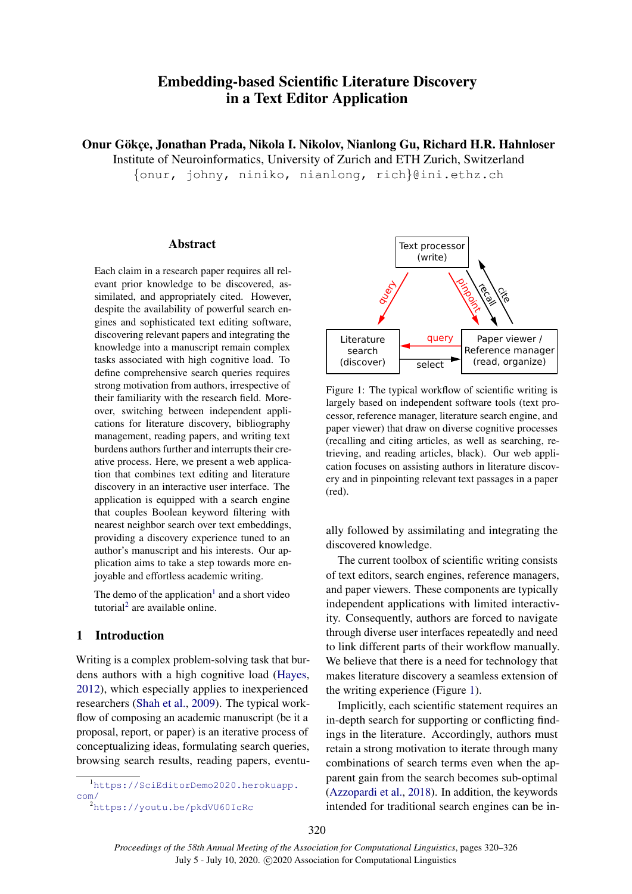# Embedding-based Scientific Literature Discovery in a Text Editor Application

**Onur Gökçe, Jonathan Prada, Nikola I. Nikolov, Nianlong Gu, Richard H.R. Hahnloser**
Institute of Neuroinformatics, University of Zurich and ETH Zurich, Switzerland
{onur, johny, niniko, nianlong, rich}@ini.ethz.ch

## Abstract

Each claim in a research paper requires all relevant prior knowledge to be discovered, assimilated, and appropriately cited. However, despite the availability of powerful search engines and sophisticated text editing software, discovering relevant papers and integrating the knowledge into a manuscript remain complex tasks associated with high cognitive load. To define comprehensive search queries requires strong motivation from authors, irrespective of their familiarity with the research field. Moreover, switching between independent applications for literature discovery, bibliography management, reading papers, and writing text burdens authors further and interrupts their creative process. Here, we present a web application that combines text editing and literature discovery in an interactive user interface. The application is equipped with a search engine that couples Boolean keyword filtering with nearest neighbor search over text embeddings, providing a discovery experience tuned to an author's manuscript and his interests. Our application aims to take a step towards more enjoyable and effortless academic writing.

The demo of the application[1] and a short video tutorial[2] are available online.

## 1 Introduction

Writing is a complex problem-solving task that burdens authors with a high cognitive load (Hayes, 2012), which especially applies to inexperienced researchers (Shah et al., 2009). The typical workflow of composing an academic manuscript (be it a proposal, report, or paper) is an iterative process of conceptualizing ideas, formulating search queries, browsing search results, reading papers, eventually followed by assimilating and integrating the discovered knowledge.

Figure 1: The typical workflow of scientific writing is largely based on independent software tools (text processor, reference manager, literature search engine, and paper viewer) that draw on diverse cognitive processes (recalling and citing articles, as well as searching, retrieving, and reading articles, black). Our web application focuses on assisting authors in literature discovery and in pinpointing relevant text passages in a paper (red).

The current toolbox of scientific writing consists of text editors, search engines, reference managers, and paper viewers. These components are typically independent applications with limited interactivity. Consequently, authors are forced to navigate through diverse user interfaces repeatedly and need to link different parts of their workflow manually. We believe that there is a need for technology that makes literature discovery a seamless extension of the writing experience (Figure 1).

Implicitly, each scientific statement requires an in-depth search for supporting or conflicting findings in the literature. Accordingly, authors must retain a strong motivation to iterate through many combinations of search terms even when the apparent gain from the search becomes sub-optimal (Azzopardi et al., 2018). In addition, the keywords intended for traditional search engines can be in-

[1] https://SciEditorDemo2020.herokuapp.com/

[2] https://youtu.be/pkdVU60IcRc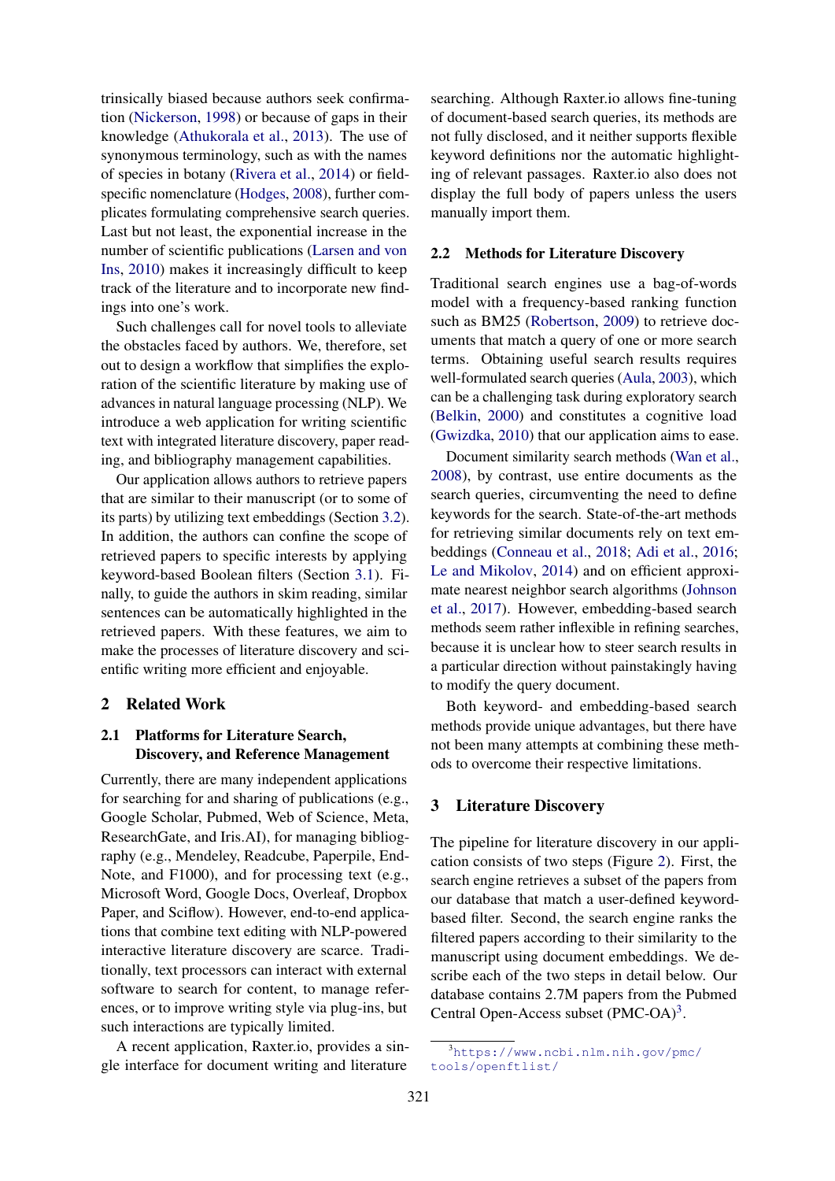trinsically biased because authors seek confirmation (Nickerson, 1998) or because of gaps in their knowledge (Athukorala et al., 2013). The use of synonymous terminology, such as with the names of species in botany (Rivera et al., 2014) or field-specific nomenclature (Hodges, 2008), further complicates formulating comprehensive search queries. Last but not least, the exponential increase in the number of scientific publications (Larsen and von Ins, 2010) makes it increasingly difficult to keep track of the literature and to incorporate new findings into one's work.

Such challenges call for novel tools to alleviate the obstacles faced by authors. We, therefore, set out to design a workflow that simplifies the exploration of the scientific literature by making use of advances in natural language processing (NLP). We introduce a web application for writing scientific text with integrated literature discovery, paper reading, and bibliography management capabilities.

Our application allows authors to retrieve papers that are similar to their manuscript (or to some of its parts) by utilizing text embeddings (Section 3.2). In addition, the authors can confine the scope of retrieved papers to specific interests by applying keyword-based Boolean filters (Section 3.1). Finally, to guide the authors in skim reading, similar sentences can be automatically highlighted in the retrieved papers. With these features, we aim to make the processes of literature discovery and scientific writing more efficient and enjoyable.

## 2 Related Work

### 2.1 Platforms for Literature Search, Discovery, and Reference Management

Currently, there are many independent applications for searching for and sharing of publications (e.g., Google Scholar, Pubmed, Web of Science, Meta, ResearchGate, and Iris.AI), for managing bibliography (e.g., Mendeley, Readcube, Paperpile, EndNote, and F1000), and for processing text (e.g., Microsoft Word, Google Docs, Overleaf, Dropbox Paper, and Sciflow). However, end-to-end applications that combine text editing with NLP-powered interactive literature discovery are scarce. Traditionally, text processors can interact with external software to search for content, to manage references, or to improve writing style via plug-ins, but such interactions are typically limited.

A recent application, Raxter.io, provides a single interface for document writing and literature searching. Although Raxter.io allows fine-tuning of document-based search queries, its methods are not fully disclosed, and it neither supports flexible keyword definitions nor the automatic highlighting of relevant passages. Raxter.io also does not display the full body of papers unless the users manually import them.

### 2.2 Methods for Literature Discovery

Traditional search engines use a bag-of-words model with a frequency-based ranking function such as BM25 (Robertson, 2009) to retrieve documents that match a query of one or more search terms. Obtaining useful search results requires well-formulated search queries (Aula, 2003), which can be a challenging task during exploratory search (Belkin, 2000) and constitutes a cognitive load (Gwizdka, 2010) that our application aims to ease.

Document similarity search methods (Wan et al., 2008), by contrast, use entire documents as the search queries, circumventing the need to define keywords for the search. State-of-the-art methods for retrieving similar documents rely on text embeddings (Conneau et al., 2018; Adi et al., 2016; Le and Mikolov, 2014) and on efficient approximate nearest neighbor search algorithms (Johnson et al., 2017). However, embedding-based search methods seem rather inflexible in refining searches, because it is unclear how to steer search results in a particular direction without painstakingly having to modify the query document.

Both keyword- and embedding-based search methods provide unique advantages, but there have not been many attempts at combining these methods to overcome their respective limitations.

## 3 Literature Discovery

The pipeline for literature discovery in our application consists of two steps (Figure 2). First, the search engine retrieves a subset of the papers from our database that match a user-defined keyword-based filter. Second, the search engine ranks the filtered papers according to their similarity to the manuscript using document embeddings. We describe each of the two steps in detail below. Our database contains 2.7M papers from the Pubmed Central Open-Access subset (PMC-OA)[3].

[3] https://www.ncbi.nlm.nih.gov/pmc/tools/openftlist/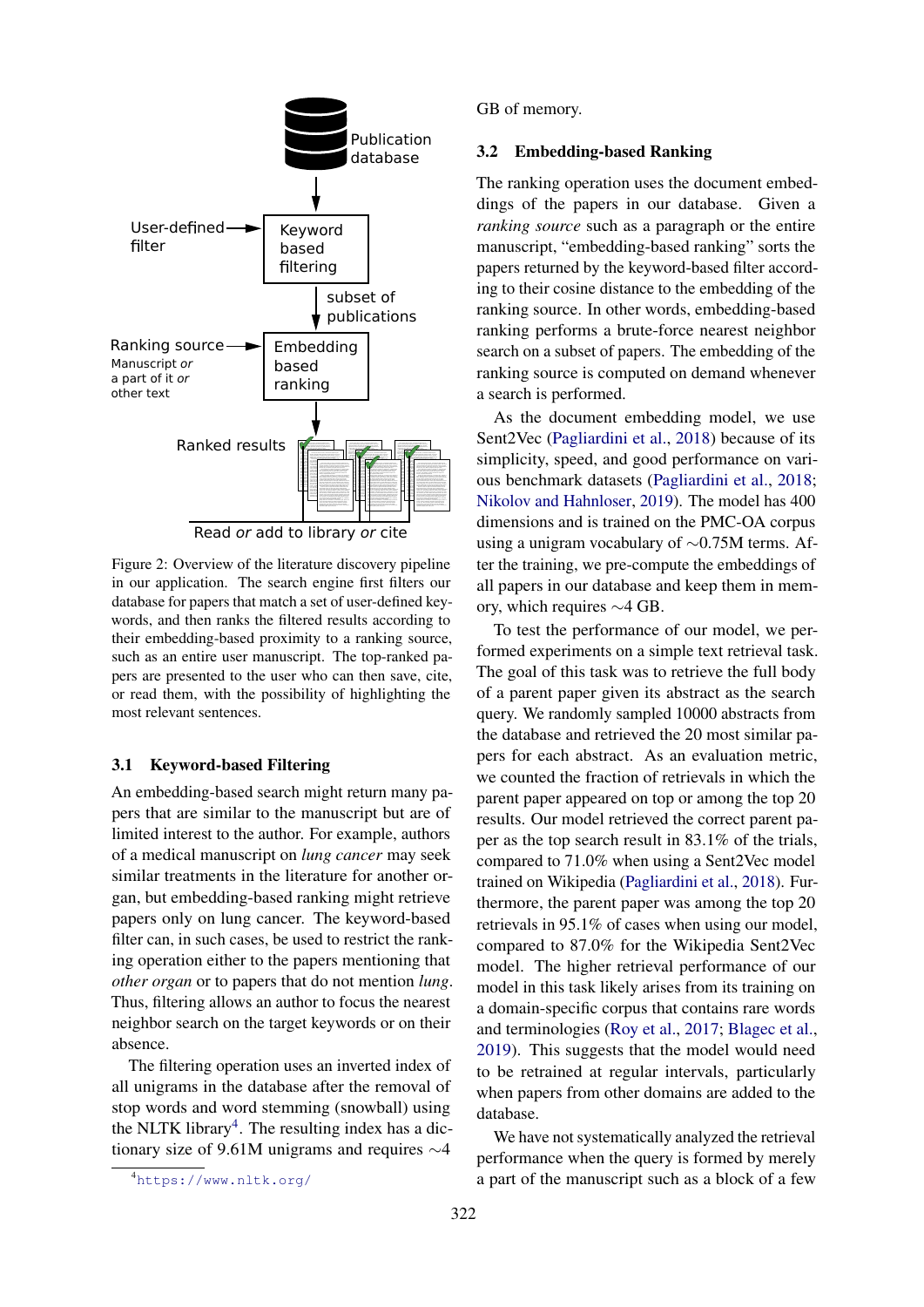Figure 2: Overview of the literature discovery pipeline in our application. The search engine first filters our database for papers that match a set of user-defined keywords, and then ranks the filtered results according to their embedding-based proximity to a ranking source, such as an entire user manuscript. The top-ranked papers are presented to the user who can then save, cite, or read them, with the possibility of highlighting the most relevant sentences.

### 3.1 Keyword-based Filtering

An embedding-based search might return many papers that are similar to the manuscript but are of limited interest to the author. For example, authors of a medical manuscript on *lung cancer* may seek similar treatments in the literature for another organ, but embedding-based ranking might retrieve papers only on lung cancer. The keyword-based filter can, in such cases, be used to restrict the ranking operation either to the papers mentioning that *other organ* or to papers that do not mention *lung*. Thus, filtering allows an author to focus the nearest neighbor search on the target keywords or on their absence.

The filtering operation uses an inverted index of all unigrams in the database after the removal of stop words and word stemming (snowball) using the NLTK library[4]. The resulting index has a dictionary size of 9.61M unigrams and requires ∼4 GB of memory.

[4] https://www.nltk.org/

### 3.2 Embedding-based Ranking

The ranking operation uses the document embeddings of the papers in our database. Given a *ranking source* such as a paragraph or the entire manuscript, "embedding-based ranking" sorts the papers returned by the keyword-based filter according to their cosine distance to the embedding of the ranking source. In other words, embedding-based ranking performs a brute-force nearest neighbor search on a subset of papers. The embedding of the ranking source is computed on demand whenever a search is performed.

As the document embedding model, we use Sent2Vec (Pagliardini et al., 2018) because of its simplicity, speed, and good performance on various benchmark datasets (Pagliardini et al., 2018; Nikolov and Hahnloser, 2019). The model has 400 dimensions and is trained on the PMC-OA corpus using a unigram vocabulary of ∼0.75M terms. After the training, we pre-compute the embeddings of all papers in our database and keep them in memory, which requires ∼4 GB.

To test the performance of our model, we performed experiments on a simple text retrieval task. The goal of this task was to retrieve the full body of a parent paper given its abstract as the search query. We randomly sampled 10000 abstracts from the database and retrieved the 20 most similar papers for each abstract. As an evaluation metric, we counted the fraction of retrievals in which the parent paper appeared on top or among the top 20 results. Our model retrieved the correct parent paper as the top search result in 83.1% of the trials, compared to 71.0% when using a Sent2Vec model trained on Wikipedia (Pagliardini et al., 2018). Furthermore, the parent paper was among the top 20 retrievals in 95.1% of cases when using our model, compared to 87.0% for the Wikipedia Sent2Vec model. The higher retrieval performance of our model in this task likely arises from its training on a domain-specific corpus that contains rare words and terminologies (Roy et al., 2017; Blagec et al., 2019). This suggests that the model would need to be retrained at regular intervals, particularly when papers from other domains are added to the database.

We have not systematically analyzed the retrieval performance when the query is formed by merely a part of the manuscript such as a block of a few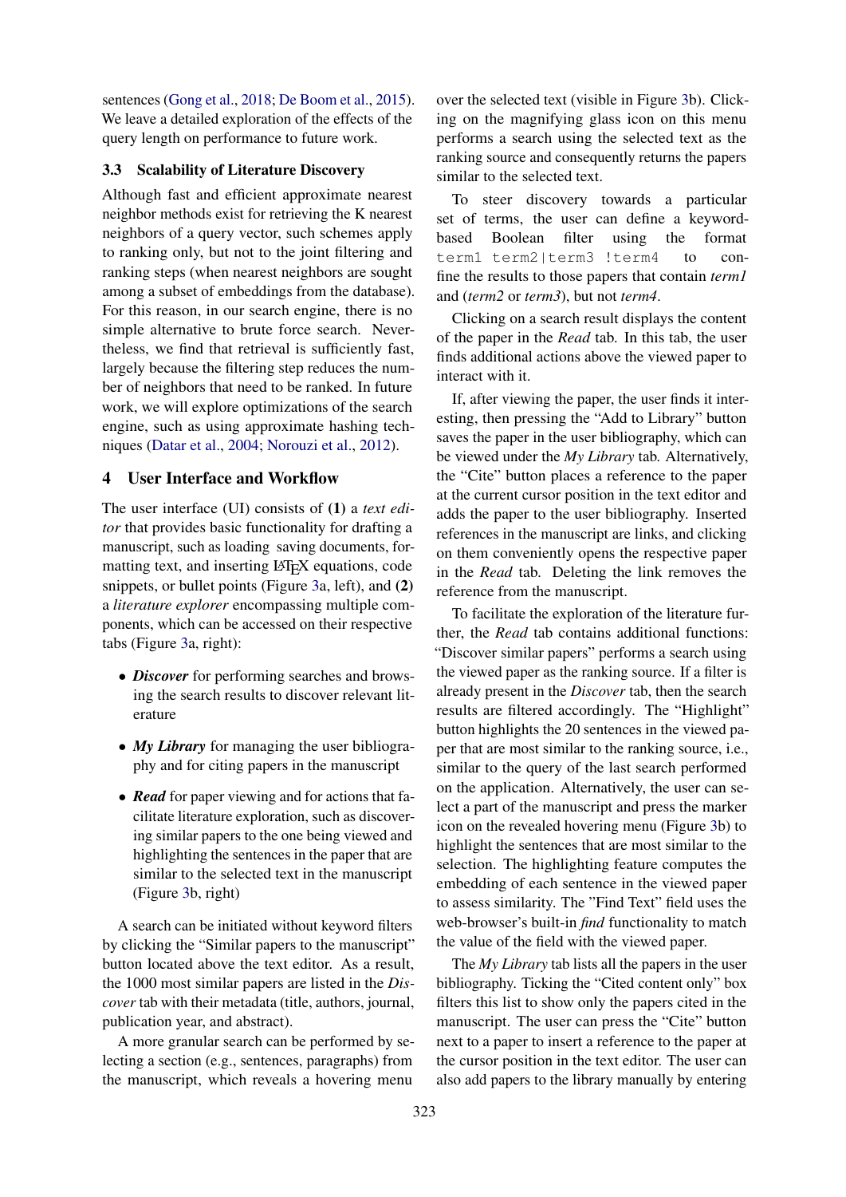sentences (Gong et al., 2018; De Boom et al., 2015). We leave a detailed exploration of the effects of the query length on performance to future work.

### 3.3 Scalability of Literature Discovery

Although fast and efficient approximate nearest neighbor methods exist for retrieving the K nearest neighbors of a query vector, such schemes apply to ranking only, but not to the joint filtering and ranking steps (when nearest neighbors are sought among a subset of embeddings from the database). For this reason, in our search engine, there is no simple alternative to brute force search. Nevertheless, we find that retrieval is sufficiently fast, largely because the filtering step reduces the number of neighbors that need to be ranked. In future work, we will explore optimizations of the search engine, such as using approximate hashing techniques (Datar et al., 2004; Norouzi et al., 2012).

## 4 User Interface and Workflow

The user interface (UI) consists of **(1)** a *text editor* that provides basic functionality for drafting a manuscript, such as loading saving documents, formatting text, and inserting LaTeX equations, code snippets, or bullet points (Figure 3a, left), and **(2)** a *literature explorer* encompassing multiple components, which can be accessed on their respective tabs (Figure 3a, right):

- ***Discover*** for performing searches and browsing the search results to discover relevant literature
- ***My Library*** for managing the user bibliography and for citing papers in the manuscript
- ***Read*** for paper viewing and for actions that facilitate literature exploration, such as discovering similar papers to the one being viewed and highlighting the sentences in the paper that are similar to the selected text in the manuscript (Figure 3b, right)

A search can be initiated without keyword filters by clicking the "Similar papers to the manuscript" button located above the text editor. As a result, the 1000 most similar papers are listed in the *Discover* tab with their metadata (title, authors, journal, publication year, and abstract).

A more granular search can be performed by selecting a section (e.g., sentences, paragraphs) from the manuscript, which reveals a hovering menu over the selected text (visible in Figure 3b). Clicking on the magnifying glass icon on this menu performs a search using the selected text as the ranking source and consequently returns the papers similar to the selected text.

To steer discovery towards a particular set of terms, the user can define a keyword-based Boolean filter using the format `term1 term2|term3 !term4` to confine the results to those papers that contain *term1* and (*term2* or *term3*), but not *term4*.

Clicking on a search result displays the content of the paper in the *Read* tab. In this tab, the user finds additional actions above the viewed paper to interact with it.

If, after viewing the paper, the user finds it interesting, then pressing the "Add to Library" button saves the paper in the user bibliography, which can be viewed under the *My Library* tab. Alternatively, the "Cite" button places a reference to the paper at the current cursor position in the text editor and adds the paper to the user bibliography. Inserted references in the manuscript are links, and clicking on them conveniently opens the respective paper in the *Read* tab. Deleting the link removes the reference from the manuscript.

To facilitate the exploration of the literature further, the *Read* tab contains additional functions: "Discover similar papers" performs a search using the viewed paper as the ranking source. If a filter is already present in the *Discover* tab, then the search results are filtered accordingly. The "Highlight" button highlights the 20 sentences in the viewed paper that are most similar to the ranking source, i.e., similar to the query of the last search performed on the application. Alternatively, the user can select a part of the manuscript and press the marker icon on the revealed hovering menu (Figure 3b) to highlight the sentences that are most similar to the selection. The highlighting feature computes the embedding of each sentence in the viewed paper to assess similarity. The "Find Text" field uses the web-browser's built-in *find* functionality to match the value of the field with the viewed paper.

The *My Library* tab lists all the papers in the user bibliography. Ticking the "Cited content only" box filters this list to show only the papers cited in the manuscript. The user can press the "Cite" button next to a paper to insert a reference to the paper at the cursor position in the text editor. The user can also add papers to the library manually by entering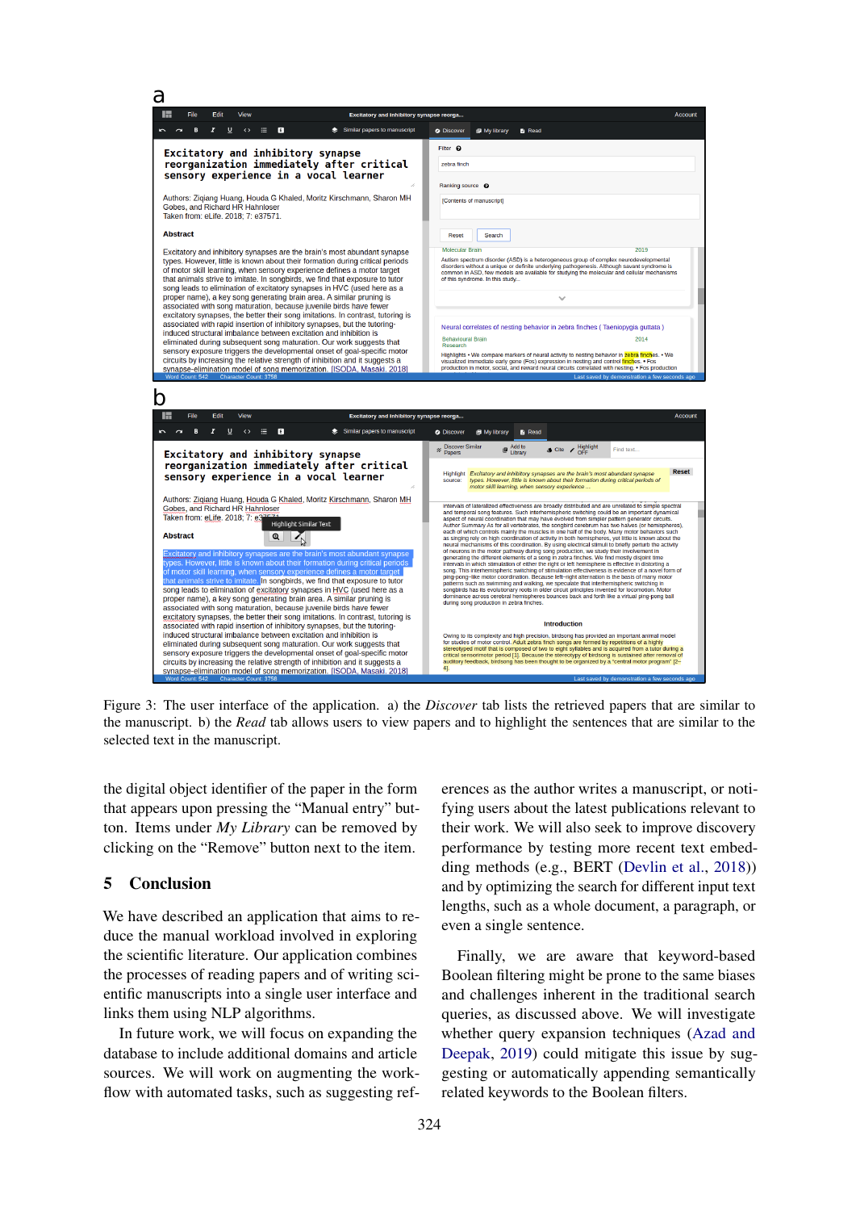Figure 3: The user interface of the application. a) the *Discover* tab lists the retrieved papers that are similar to the manuscript. b) the *Read* tab allows users to view papers and to highlight the sentences that are similar to the selected text in the manuscript.

the digital object identifier of the paper in the form that appears upon pressing the "Manual entry" button. Items under *My Library* can be removed by clicking on the "Remove" button next to the item.

## 5 Conclusion

We have described an application that aims to reduce the manual workload involved in exploring the scientific literature. Our application combines the processes of reading papers and of writing scientific manuscripts into a single user interface and links them using NLP algorithms.

In future work, we will focus on expanding the database to include additional domains and article sources. We will work on augmenting the workflow with automated tasks, such as suggesting references as the author writes a manuscript, or notifying users about the latest publications relevant to their work. We will also seek to improve discovery performance by testing more recent text embedding methods (e.g., BERT (Devlin et al., 2018)) and by optimizing the search for different input text lengths, such as a whole document, a paragraph, or even a single sentence.

Finally, we are aware that keyword-based Boolean filtering might be prone to the same biases and challenges inherent in the traditional search queries, as discussed above. We will investigate whether query expansion techniques (Azad and Deepak, 2019) could mitigate this issue by suggesting or automatically appending semantically related keywords to the Boolean filters.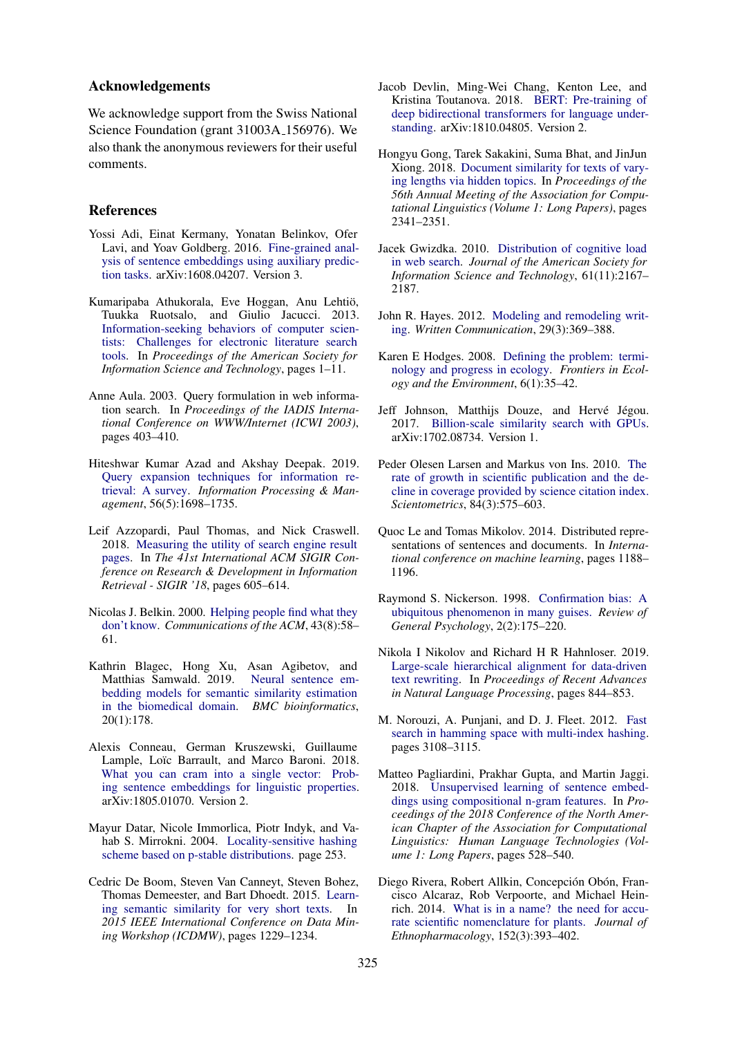## Acknowledgements

We acknowledge support from the Swiss National Science Foundation (grant 31003A_156976). We also thank the anonymous reviewers for their useful comments.

## References

Yossi Adi, Einat Kermany, Yonatan Belinkov, Ofer Lavi, and Yoav Goldberg. 2016. Fine-grained analysis of sentence embeddings using auxiliary prediction tasks. arXiv:1608.04207. Version 3.

Kumaripaba Athukorala, Eve Hoggan, Anu Lehtiö, Tuukka Ruotsalo, and Giulio Jacucci. 2013. Information-seeking behaviors of computer scientists: Challenges for electronic literature search tools. In *Proceedings of the American Society for Information Science and Technology*, pages 1–11.

Anne Aula. 2003. Query formulation in web information search. In *Proceedings of the IADIS International Conference on WWW/Internet (ICWI 2003)*, pages 403–410.

Hiteshwar Kumar Azad and Akshay Deepak. 2019. Query expansion techniques for information retrieval: A survey. *Information Processing & Management*, 56(5):1698–1735.

Leif Azzopardi, Paul Thomas, and Nick Craswell. 2018. Measuring the utility of search engine result pages. In *The 41st International ACM SIGIR Conference on Research & Development in Information Retrieval - SIGIR '18*, pages 605–614.

Nicolas J. Belkin. 2000. Helping people find what they don't know. *Communications of the ACM*, 43(8):58–61.

Kathrin Blagec, Hong Xu, Asan Agibetov, and Matthias Samwald. 2019. Neural sentence embedding models for semantic similarity estimation in the biomedical domain. *BMC bioinformatics*, 20(1):178.

Alexis Conneau, German Kruszewski, Guillaume Lample, Loïc Barrault, and Marco Baroni. 2018. What you can cram into a single vector: Probing sentence embeddings for linguistic properties. arXiv:1805.01070. Version 2.

Mayur Datar, Nicole Immorlica, Piotr Indyk, and Vahab S. Mirrokni. 2004. Locality-sensitive hashing scheme based on p-stable distributions. page 253.

Cedric De Boom, Steven Van Canneyt, Steven Bohez, Thomas Demeester, and Bart Dhoedt. 2015. Learning semantic similarity for very short texts. In *2015 IEEE International Conference on Data Mining Workshop (ICDMW)*, pages 1229–1234.

Jacob Devlin, Ming-Wei Chang, Kenton Lee, and Kristina Toutanova. 2018. BERT: Pre-training of deep bidirectional transformers for language understanding. arXiv:1810.04805. Version 2.

Hongyu Gong, Tarek Sakakini, Suma Bhat, and JinJun Xiong. 2018. Document similarity for texts of varying lengths via hidden topics. In *Proceedings of the 56th Annual Meeting of the Association for Computational Linguistics (Volume 1: Long Papers)*, pages 2341–2351.

Jacek Gwizdka. 2010. Distribution of cognitive load in web search. *Journal of the American Society for Information Science and Technology*, 61(11):2167–2187.

John R. Hayes. 2012. Modeling and remodeling writing. *Written Communication*, 29(3):369–388.

Karen E Hodges. 2008. Defining the problem: terminology and progress in ecology. *Frontiers in Ecology and the Environment*, 6(1):35–42.

Jeff Johnson, Matthijs Douze, and Hervé Jégou. 2017. Billion-scale similarity search with GPUs. arXiv:1702.08734. Version 1.

Peder Olesen Larsen and Markus von Ins. 2010. The rate of growth in scientific publication and the decline in coverage provided by science citation index. *Scientometrics*, 84(3):575–603.

Quoc Le and Tomas Mikolov. 2014. Distributed representations of sentences and documents. In *International conference on machine learning*, pages 1188–1196.

Raymond S. Nickerson. 1998. Confirmation bias: A ubiquitous phenomenon in many guises. *Review of General Psychology*, 2(2):175–220.

Nikola I Nikolov and Richard H R Hahnloser. 2019. Large-scale hierarchical alignment for data-driven text rewriting. In *Proceedings of Recent Advances in Natural Language Processing*, pages 844–853.

M. Norouzi, A. Punjani, and D. J. Fleet. 2012. Fast search in hamming space with multi-index hashing. pages 3108–3115.

Matteo Pagliardini, Prakhar Gupta, and Martin Jaggi. 2018. Unsupervised learning of sentence embeddings using compositional n-gram features. In *Proceedings of the 2018 Conference of the North American Chapter of the Association for Computational Linguistics: Human Language Technologies (Volume 1: Long Papers)*, pages 528–540.

Diego Rivera, Robert Allkin, Concepción Obón, Francisco Alcaraz, Rob Verpoorte, and Michael Heinrich. 2014. What is in a name? the need for accurate scientific nomenclature for plants. *Journal of Ethnopharmacology*, 152(3):393–402.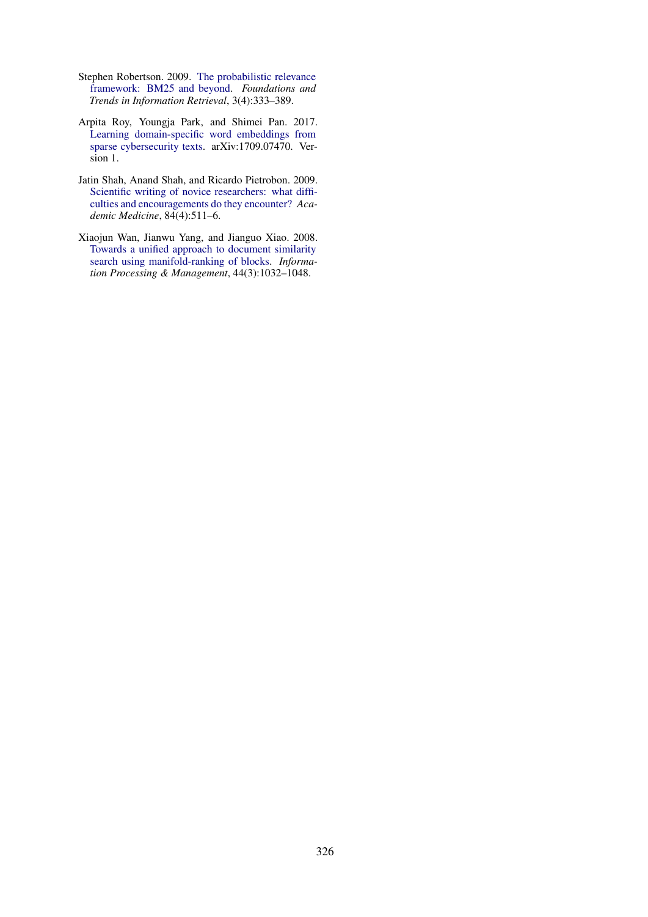Stephen Robertson. 2009. The probabilistic relevance framework: BM25 and beyond. *Foundations and Trends in Information Retrieval*, 3(4):333–389.

Arpita Roy, Youngja Park, and Shimei Pan. 2017. Learning domain-specific word embeddings from sparse cybersecurity texts. arXiv:1709.07470. Version 1.

Jatin Shah, Anand Shah, and Ricardo Pietrobon. 2009. Scientific writing of novice researchers: what difficulties and encouragements do they encounter? *Academic Medicine*, 84(4):511–6.

Xiaojun Wan, Jianwu Yang, and Jianguo Xiao. 2008. Towards a unified approach to document similarity search using manifold-ranking of blocks. *Information Processing & Management*, 44(3):1032–1048.